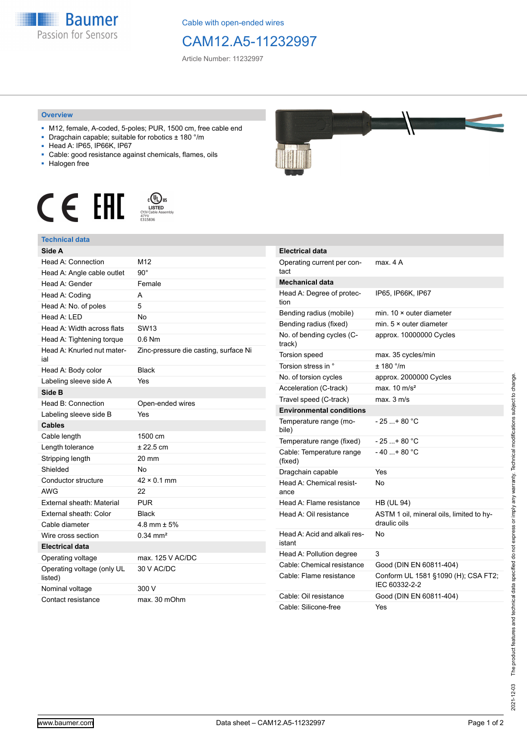Cable with open-ended wires

# CAM12.A5-11232997

Article Number: 11232997

## Overview

- M12, female, A-coded, 5-poles; PUR, 1500 cm, free cable end
- Dragchain capable; suitable for robotics ± 180 °/m
- Head A: IP65, IP66K, IP67
- Cable: good resistance against chemicals, flames, oils
- Halogen free

c UL us LISTED CYJV Cable Assembly 47YV E315836

## Technical data

| Side A | |
|---|---|
| Head A: Connection | M12 |
| Head A: Angle cable outlet | 90° |
| Head A: Gender | Female |
| Head A: Coding | A |
| Head A: No. of poles | 5 |
| Head A: LED | No |
| Head A: Width across flats | SW13 |
| Head A: Tightening torque | 0.6 Nm |
| Head A: Knurled nut material | Zinc-pressure die casting, surface Ni |
| Head A: Body color | Black |
| Labeling sleeve side A | Yes |
| **Side B** | |
| Head B: Connection | Open-ended wires |
| Labeling sleeve side B | Yes |
| **Cables** | |
| Cable length | 1500 cm |
| Length tolerance | ± 22.5 cm |
| Stripping length | 20 mm |
| Shielded | No |
| Conductor structure | 42 × 0.1 mm |
| AWG | 22 |
| External sheath: Material | PUR |
| External sheath: Color | Black |
| Cable diameter | 4.8 mm ± 5% |
| Wire cross section | 0.34 mm² |
| **Electrical data** | |
| Operating voltage | max. 125 V AC/DC |
| Operating voltage (only UL listed) | 30 V AC/DC |
| Nominal voltage | 300 V |
| Contact resistance | max. 30 mOhm |

| Electrical data | |
|---|---|
| Operating current per contact | max. 4 A |
| **Mechanical data** | |
| Head A: Degree of protection | IP65, IP66K, IP67 |
| Bending radius (mobile) | min. 10 × outer diameter |
| Bending radius (fixed) | min. 5 × outer diameter |
| No. of bending cycles (C-track) | approx. 10000000 Cycles |
| Torsion speed | max. 35 cycles/min |
| Torsion stress in ° | ± 180 °/m |
| No. of torsion cycles | approx. 2000000 Cycles |
| Acceleration (C-track) | max. 10 m/s² |
| Travel speed (C-track) | max. 3 m/s |
| **Environmental conditions** | |
| Temperature range (mobile) | - 25 ...+ 80 °C |
| Temperature range (fixed) | - 25 ...+ 80 °C |
| Cable: Temperature range (fixed) | - 40 ...+ 80 °C |
| Dragchain capable | Yes |
| Head A: Chemical resistance | No |
| Head A: Flame resistance | HB (UL 94) |
| Head A: Oil resistance | ASTM 1 oil, mineral oils, limited to hydraulic oils |
| Head A: Acid and alkali resistant | No |
| Head A: Pollution degree | 3 |
| Cable: Chemical resistance | Good (DIN EN 60811-404) |
| Cable: Flame resistance | Conform UL 1581 §1090 (H); CSA FT2; IEC 60332-2-2 |
| Cable: Oil resistance | Good (DIN EN 60811-404) |
| Cable: Silicone-free | Yes |

2021-12-03 The product features and technical data specified do not express or imply any warranty. Technical modifications subject to change.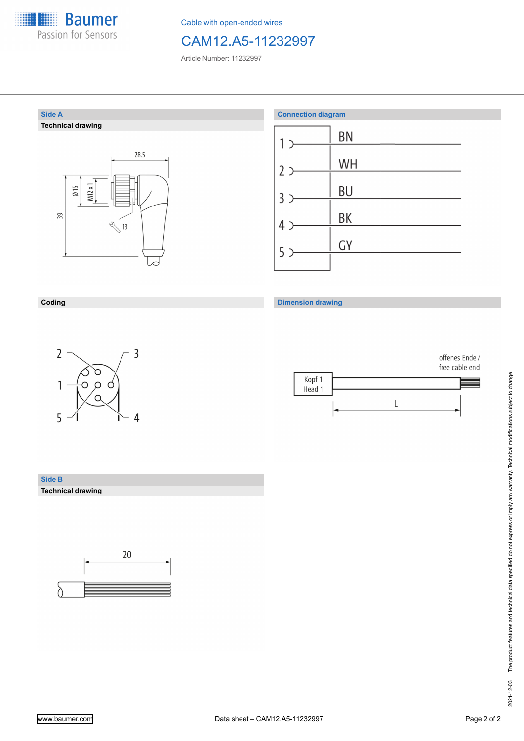Cable with open-ended wires

# CAM12.A5-11232997

Article Number: 11232997

## Side A

### Technical drawing

28.5

Ø 15

M12 x 1

39

13

## Connection diagram

1 BN

2 WH

3 BU

4 BK

5 GY

### Coding

2 3

1

5 4

## Dimension drawing

offenes Ende / free cable end

Kopf 1 Head 1

L

## Side B

### Technical drawing

20

The product features and technical data specified do not express or imply any warranty. Technical modifications subject to change.

2021-12-03

www.baumer.com

Data sheet – CAM12.A5-11232997